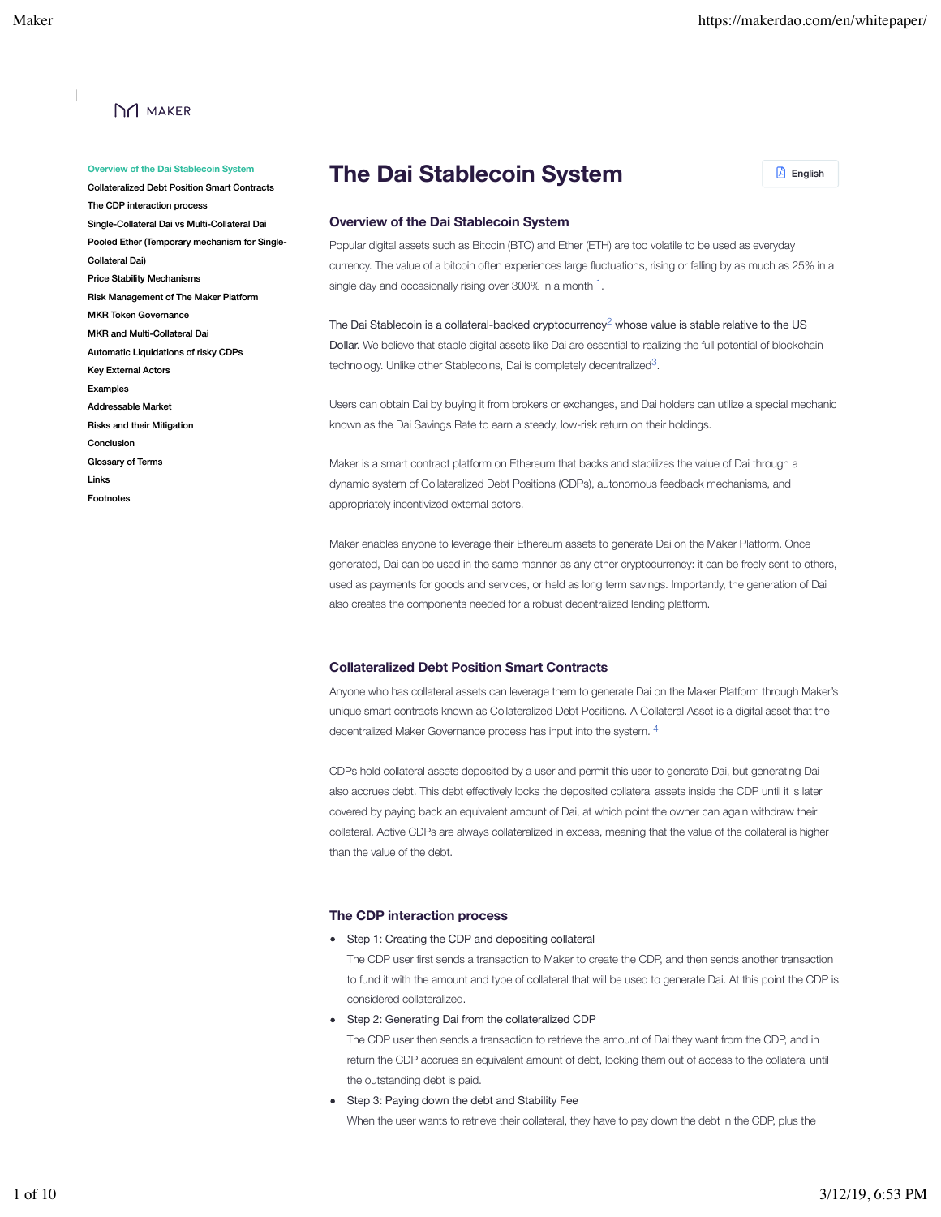MAKER

- Overview of the Dai Stablecoin System
- Collateralized Debt Position Smart Contracts
- The CDP interaction process
- Single-Collateral Dai vs Multi-Collateral Dai
- Pooled Ether (Temporary mechanism for Single-Collateral Dai)
- Price Stability Mechanisms
- Risk Management of The Maker Platform
- MKR Token Governance
- MKR and Multi-Collateral Dai
- Automatic Liquidations of risky CDPs
- Key External Actors
- Examples
- Addressable Market
- Risks and their Mitigation
- Conclusion
- Glossary of Terms
- Links
- Footnotes

# The Dai Stablecoin System

English

## Overview of the Dai Stablecoin System

Popular digital assets such as Bitcoin (BTC) and Ether (ETH) are too volatile to be used as everyday currency. The value of a bitcoin often experiences large fluctuations, rising or falling by as much as 25% in a single day and occasionally rising over 300% in a month [1].

The Dai Stablecoin is a collateral-backed cryptocurrency[2] whose value is stable relative to the US Dollar. We believe that stable digital assets like Dai are essential to realizing the full potential of blockchain technology. Unlike other Stablecoins, Dai is completely decentralized[3].

Users can obtain Dai by buying it from brokers or exchanges, and Dai holders can utilize a special mechanic known as the Dai Savings Rate to earn a steady, low-risk return on their holdings.

Maker is a smart contract platform on Ethereum that backs and stabilizes the value of Dai through a dynamic system of Collateralized Debt Positions (CDPs), autonomous feedback mechanisms, and appropriately incentivized external actors.

Maker enables anyone to leverage their Ethereum assets to generate Dai on the Maker Platform. Once generated, Dai can be used in the same manner as any other cryptocurrency: it can be freely sent to others, used as payments for goods and services, or held as long term savings. Importantly, the generation of Dai also creates the components needed for a robust decentralized lending platform.

## Collateralized Debt Position Smart Contracts

Anyone who has collateral assets can leverage them to generate Dai on the Maker Platform through Maker's unique smart contracts known as Collateralized Debt Positions. A Collateral Asset is a digital asset that the decentralized Maker Governance process has input into the system. [4]

CDPs hold collateral assets deposited by a user and permit this user to generate Dai, but generating Dai also accrues debt. This debt effectively locks the deposited collateral assets inside the CDP until it is later covered by paying back an equivalent amount of Dai, at which point the owner can again withdraw their collateral. Active CDPs are always collateralized in excess, meaning that the value of the collateral is higher than the value of the debt.

## The CDP interaction process

- Step 1: Creating the CDP and depositing collateral
  The CDP user first sends a transaction to Maker to create the CDP, and then sends another transaction to fund it with the amount and type of collateral that will be used to generate Dai. At this point the CDP is considered collateralized.
- Step 2: Generating Dai from the collateralized CDP
  The CDP user then sends a transaction to retrieve the amount of Dai they want from the CDP, and in return the CDP accrues an equivalent amount of debt, locking them out of access to the collateral until the outstanding debt is paid.
- Step 3: Paying down the debt and Stability Fee
  When the user wants to retrieve their collateral, they have to pay down the debt in the CDP, plus the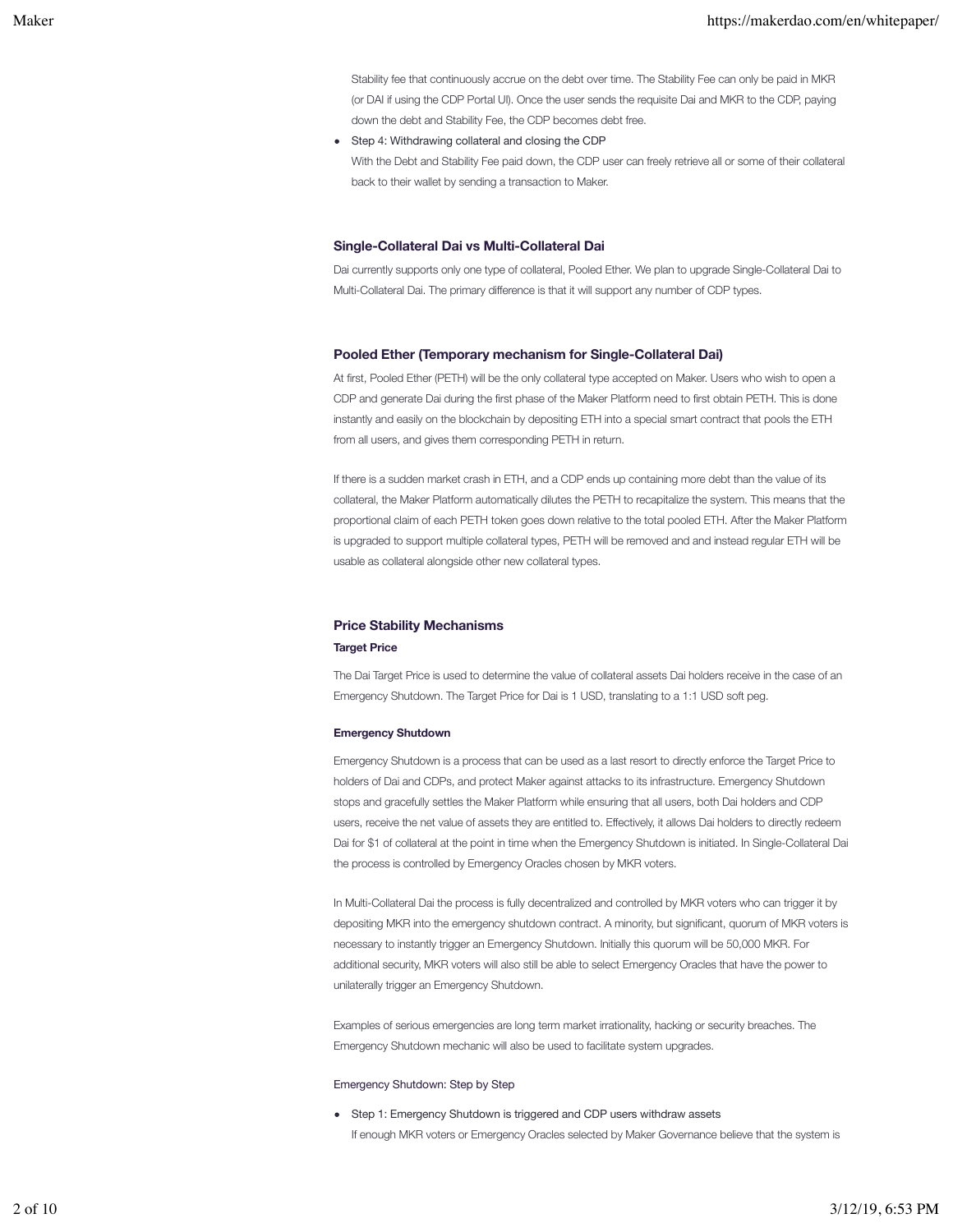Stability fee that continuously accrue on the debt over time. The Stability Fee can only be paid in MKR (or DAI if using the CDP Portal UI). Once the user sends the requisite Dai and MKR to the CDP, paying down the debt and Stability Fee, the CDP becomes debt free.

- Step 4: Withdrawing collateral and closing the CDP
  With the Debt and Stability Fee paid down, the CDP user can freely retrieve all or some of their collateral back to their wallet by sending a transaction to Maker.

### Single-Collateral Dai vs Multi-Collateral Dai

Dai currently supports only one type of collateral, Pooled Ether. We plan to upgrade Single-Collateral Dai to Multi-Collateral Dai. The primary difference is that it will support any number of CDP types.

### Pooled Ether (Temporary mechanism for Single-Collateral Dai)

At first, Pooled Ether (PETH) will be the only collateral type accepted on Maker. Users who wish to open a CDP and generate Dai during the first phase of the Maker Platform need to first obtain PETH. This is done instantly and easily on the blockchain by depositing ETH into a special smart contract that pools the ETH from all users, and gives them corresponding PETH in return.

If there is a sudden market crash in ETH, and a CDP ends up containing more debt than the value of its collateral, the Maker Platform automatically dilutes the PETH to recapitalize the system. This means that the proportional claim of each PETH token goes down relative to the total pooled ETH. After the Maker Platform is upgraded to support multiple collateral types, PETH will be removed and and instead regular ETH will be usable as collateral alongside other new collateral types.

### Price Stability Mechanisms

#### Target Price

The Dai Target Price is used to determine the value of collateral assets Dai holders receive in the case of an Emergency Shutdown. The Target Price for Dai is 1 USD, translating to a 1:1 USD soft peg.

#### Emergency Shutdown

Emergency Shutdown is a process that can be used as a last resort to directly enforce the Target Price to holders of Dai and CDPs, and protect Maker against attacks to its infrastructure. Emergency Shutdown stops and gracefully settles the Maker Platform while ensuring that all users, both Dai holders and CDP users, receive the net value of assets they are entitled to. Effectively, it allows Dai holders to directly redeem Dai for $1 of collateral at the point in time when the Emergency Shutdown is initiated. In Single-Collateral Dai the process is controlled by Emergency Oracles chosen by MKR voters.

In Multi-Collateral Dai the process is fully decentralized and controlled by MKR voters who can trigger it by depositing MKR into the emergency shutdown contract. A minority, but significant, quorum of MKR voters is necessary to instantly trigger an Emergency Shutdown. Initially this quorum will be 50,000 MKR. For additional security, MKR voters will also still be able to select Emergency Oracles that have the power to unilaterally trigger an Emergency Shutdown.

Examples of serious emergencies are long term market irrationality, hacking or security breaches. The Emergency Shutdown mechanic will also be used to facilitate system upgrades.

Emergency Shutdown: Step by Step

- Step 1: Emergency Shutdown is triggered and CDP users withdraw assets
  If enough MKR voters or Emergency Oracles selected by Maker Governance believe that the system is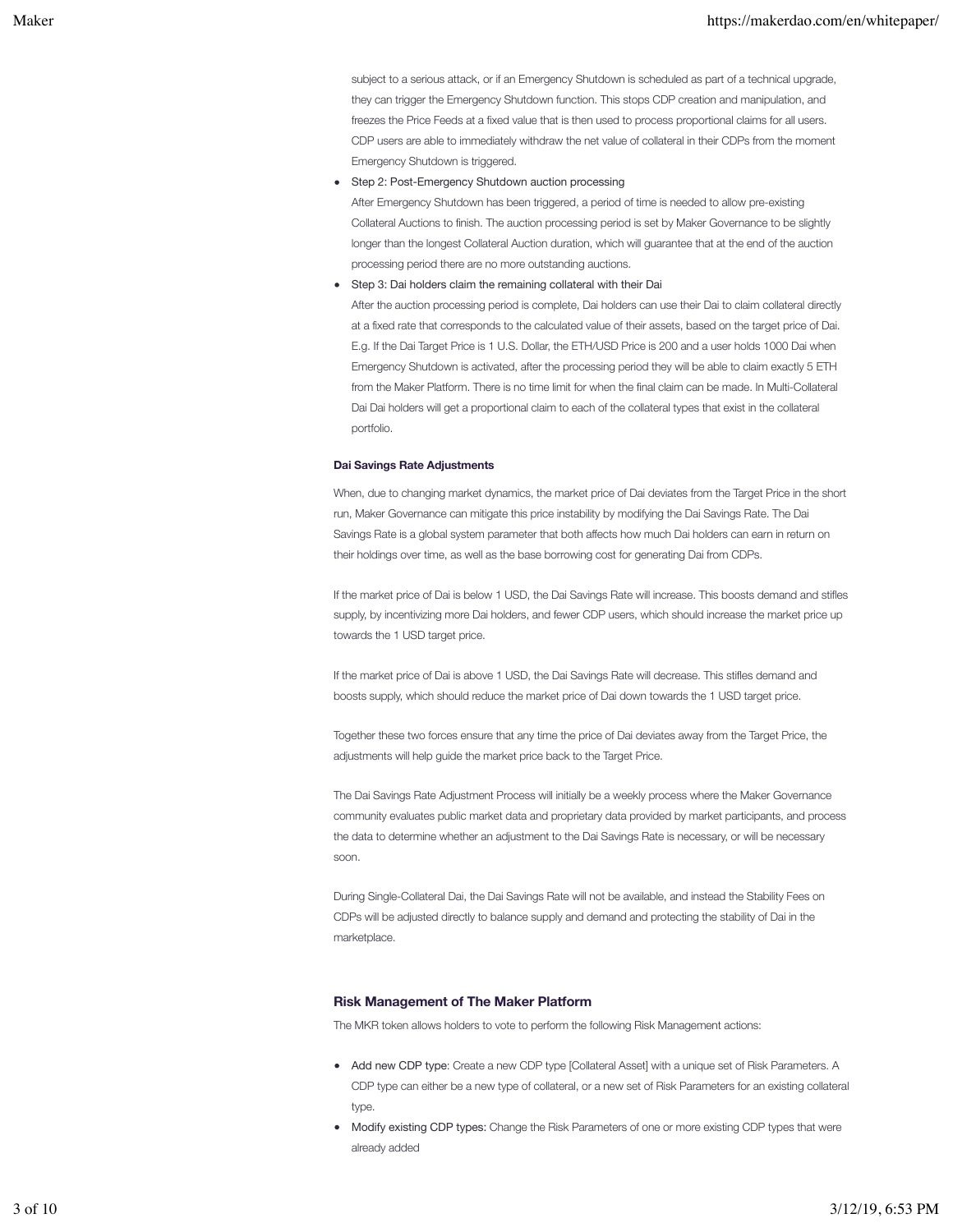subject to a serious attack, or if an Emergency Shutdown is scheduled as part of a technical upgrade, they can trigger the Emergency Shutdown function. This stops CDP creation and manipulation, and freezes the Price Feeds at a fixed value that is then used to process proportional claims for all users. CDP users are able to immediately withdraw the net value of collateral in their CDPs from the moment Emergency Shutdown is triggered.

- Step 2: Post-Emergency Shutdown auction processing
  After Emergency Shutdown has been triggered, a period of time is needed to allow pre-existing Collateral Auctions to finish. The auction processing period is set by Maker Governance to be slightly longer than the longest Collateral Auction duration, which will guarantee that at the end of the auction processing period there are no more outstanding auctions.
- Step 3: Dai holders claim the remaining collateral with their Dai
  After the auction processing period is complete, Dai holders can use their Dai to claim collateral directly at a fixed rate that corresponds to the calculated value of their assets, based on the target price of Dai. E.g. If the Dai Target Price is 1 U.S. Dollar, the ETH/USD Price is 200 and a user holds 1000 Dai when Emergency Shutdown is activated, after the processing period they will be able to claim exactly 5 ETH from the Maker Platform. There is no time limit for when the final claim can be made. In Multi-Collateral Dai Dai holders will get a proportional claim to each of the collateral types that exist in the collateral portfolio.

#### Dai Savings Rate Adjustments

When, due to changing market dynamics, the market price of Dai deviates from the Target Price in the short run, Maker Governance can mitigate this price instability by modifying the Dai Savings Rate. The Dai Savings Rate is a global system parameter that both affects how much Dai holders can earn in return on their holdings over time, as well as the base borrowing cost for generating Dai from CDPs.

If the market price of Dai is below 1 USD, the Dai Savings Rate will increase. This boosts demand and stifles supply, by incentivizing more Dai holders, and fewer CDP users, which should increase the market price up towards the 1 USD target price.

If the market price of Dai is above 1 USD, the Dai Savings Rate will decrease. This stifles demand and boosts supply, which should reduce the market price of Dai down towards the 1 USD target price.

Together these two forces ensure that any time the price of Dai deviates away from the Target Price, the adjustments will help guide the market price back to the Target Price.

The Dai Savings Rate Adjustment Process will initially be a weekly process where the Maker Governance community evaluates public market data and proprietary data provided by market participants, and process the data to determine whether an adjustment to the Dai Savings Rate is necessary, or will be necessary soon.

During Single-Collateral Dai, the Dai Savings Rate will not be available, and instead the Stability Fees on CDPs will be adjusted directly to balance supply and demand and protecting the stability of Dai in the marketplace.

### Risk Management of The Maker Platform

The MKR token allows holders to vote to perform the following Risk Management actions:

- Add new CDP type: Create a new CDP type [Collateral Asset] with a unique set of Risk Parameters. A CDP type can either be a new type of collateral, or a new set of Risk Parameters for an existing collateral type.
- Modify existing CDP types: Change the Risk Parameters of one or more existing CDP types that were already added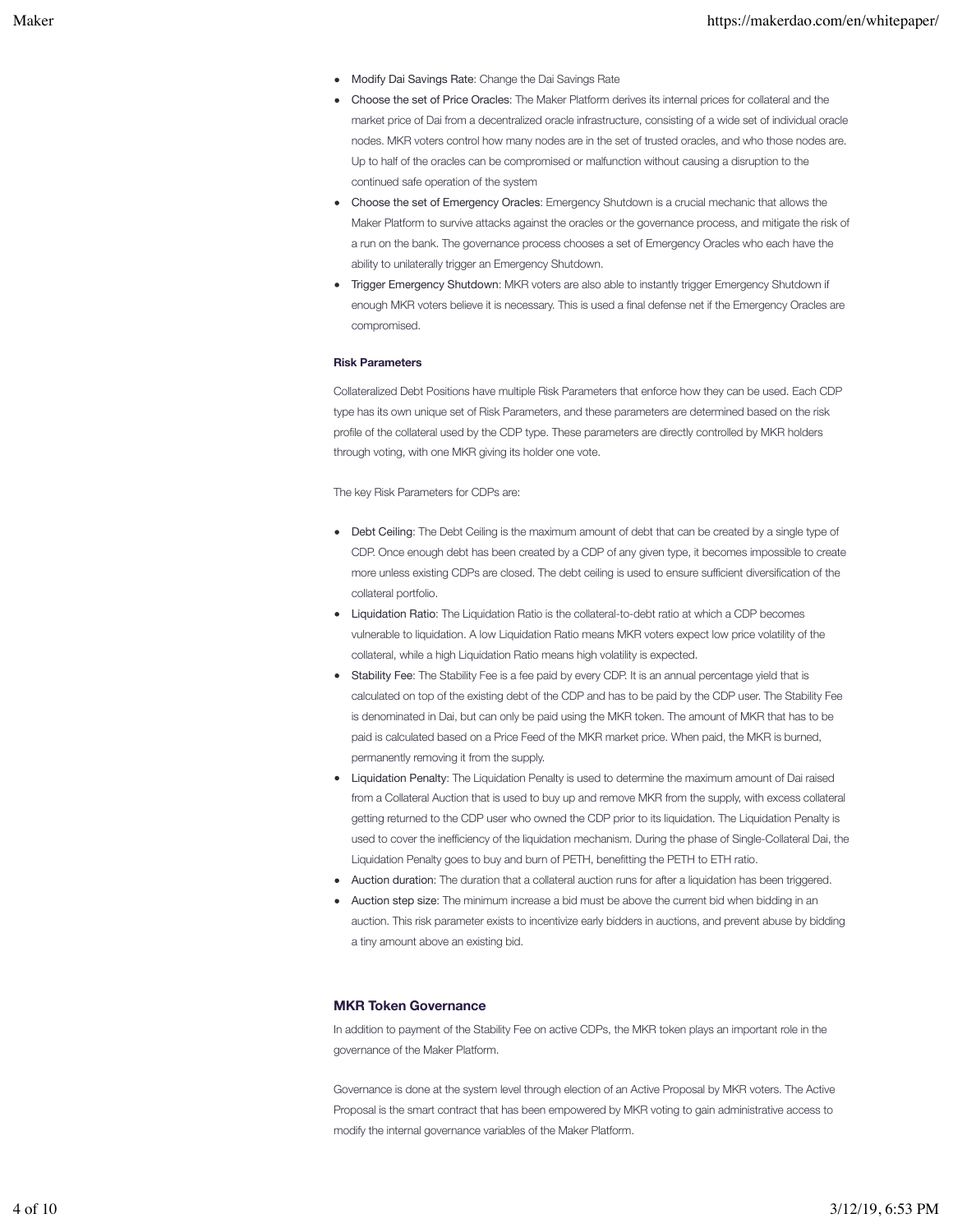- Modify Dai Savings Rate: Change the Dai Savings Rate
- Choose the set of Price Oracles: The Maker Platform derives its internal prices for collateral and the market price of Dai from a decentralized oracle infrastructure, consisting of a wide set of individual oracle nodes. MKR voters control how many nodes are in the set of trusted oracles, and who those nodes are. Up to half of the oracles can be compromised or malfunction without causing a disruption to the continued safe operation of the system
- Choose the set of Emergency Oracles: Emergency Shutdown is a crucial mechanic that allows the Maker Platform to survive attacks against the oracles or the governance process, and mitigate the risk of a run on the bank. The governance process chooses a set of Emergency Oracles who each have the ability to unilaterally trigger an Emergency Shutdown.
- Trigger Emergency Shutdown: MKR voters are also able to instantly trigger Emergency Shutdown if enough MKR voters believe it is necessary. This is used a final defense net if the Emergency Oracles are compromised.

#### Risk Parameters

Collateralized Debt Positions have multiple Risk Parameters that enforce how they can be used. Each CDP type has its own unique set of Risk Parameters, and these parameters are determined based on the risk profile of the collateral used by the CDP type. These parameters are directly controlled by MKR holders through voting, with one MKR giving its holder one vote.

The key Risk Parameters for CDPs are:

- Debt Ceiling: The Debt Ceiling is the maximum amount of debt that can be created by a single type of CDP. Once enough debt has been created by a CDP of any given type, it becomes impossible to create more unless existing CDPs are closed. The debt ceiling is used to ensure sufficient diversification of the collateral portfolio.
- Liquidation Ratio: The Liquidation Ratio is the collateral-to-debt ratio at which a CDP becomes vulnerable to liquidation. A low Liquidation Ratio means MKR voters expect low price volatility of the collateral, while a high Liquidation Ratio means high volatility is expected.
- Stability Fee: The Stability Fee is a fee paid by every CDP. It is an annual percentage yield that is calculated on top of the existing debt of the CDP and has to be paid by the CDP user. The Stability Fee is denominated in Dai, but can only be paid using the MKR token. The amount of MKR that has to be paid is calculated based on a Price Feed of the MKR market price. When paid, the MKR is burned, permanently removing it from the supply.
- Liquidation Penalty: The Liquidation Penalty is used to determine the maximum amount of Dai raised from a Collateral Auction that is used to buy up and remove MKR from the supply, with excess collateral getting returned to the CDP user who owned the CDP prior to its liquidation. The Liquidation Penalty is used to cover the inefficiency of the liquidation mechanism. During the phase of Single-Collateral Dai, the Liquidation Penalty goes to buy and burn of PETH, benefitting the PETH to ETH ratio.
- Auction duration: The duration that a collateral auction runs for after a liquidation has been triggered.
- Auction step size: The minimum increase a bid must be above the current bid when bidding in an auction. This risk parameter exists to incentivize early bidders in auctions, and prevent abuse by bidding a tiny amount above an existing bid.

### MKR Token Governance

In addition to payment of the Stability Fee on active CDPs, the MKR token plays an important role in the governance of the Maker Platform.

Governance is done at the system level through election of an Active Proposal by MKR voters. The Active Proposal is the smart contract that has been empowered by MKR voting to gain administrative access to modify the internal governance variables of the Maker Platform.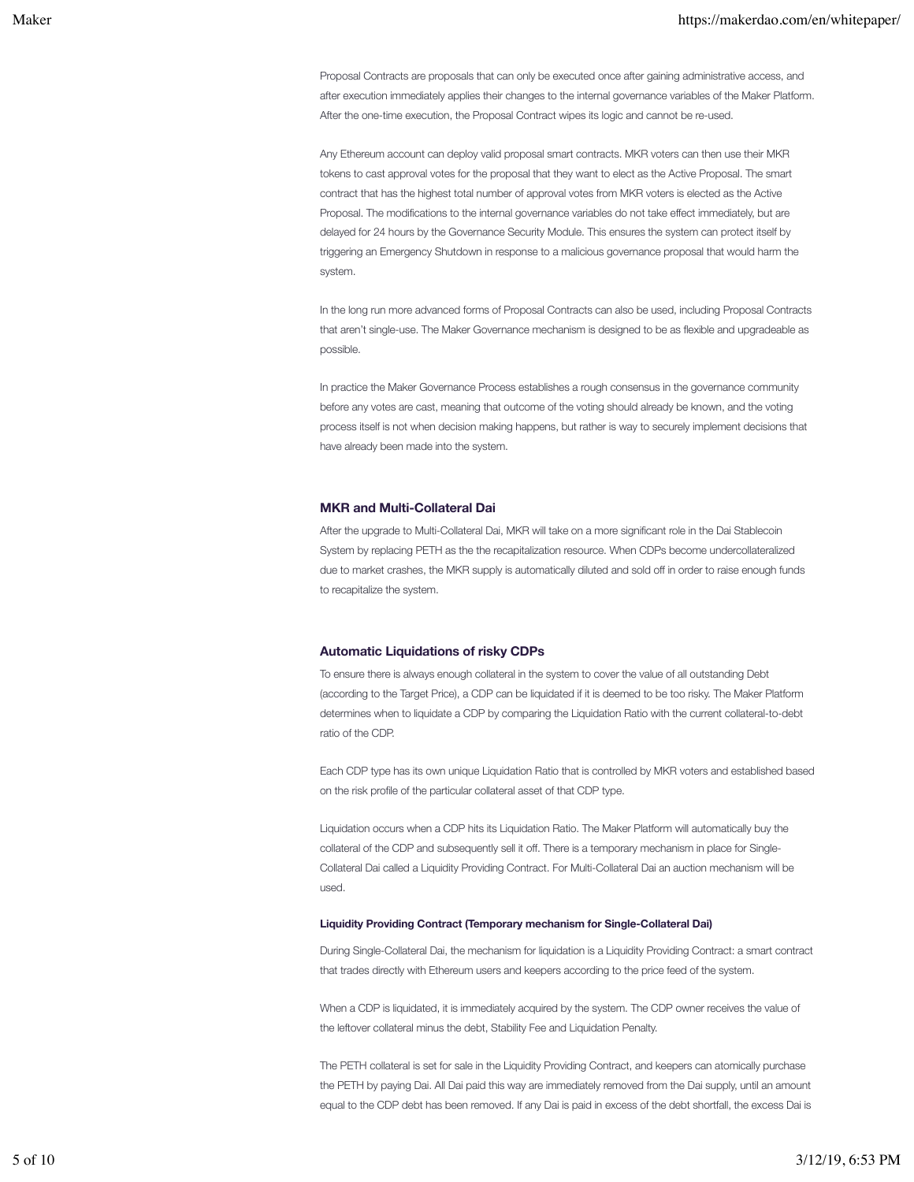Proposal Contracts are proposals that can only be executed once after gaining administrative access, and after execution immediately applies their changes to the internal governance variables of the Maker Platform. After the one-time execution, the Proposal Contract wipes its logic and cannot be re-used.

Any Ethereum account can deploy valid proposal smart contracts. MKR voters can then use their MKR tokens to cast approval votes for the proposal that they want to elect as the Active Proposal. The smart contract that has the highest total number of approval votes from MKR voters is elected as the Active Proposal. The modifications to the internal governance variables do not take effect immediately, but are delayed for 24 hours by the Governance Security Module. This ensures the system can protect itself by triggering an Emergency Shutdown in response to a malicious governance proposal that would harm the system.

In the long run more advanced forms of Proposal Contracts can also be used, including Proposal Contracts that aren't single-use. The Maker Governance mechanism is designed to be as flexible and upgradeable as possible.

In practice the Maker Governance Process establishes a rough consensus in the governance community before any votes are cast, meaning that outcome of the voting should already be known, and the voting process itself is not when decision making happens, but rather is way to securely implement decisions that have already been made into the system.

### MKR and Multi-Collateral Dai

After the upgrade to Multi-Collateral Dai, MKR will take on a more significant role in the Dai Stablecoin System by replacing PETH as the the recapitalization resource. When CDPs become undercollateralized due to market crashes, the MKR supply is automatically diluted and sold off in order to raise enough funds to recapitalize the system.

### Automatic Liquidations of risky CDPs

To ensure there is always enough collateral in the system to cover the value of all outstanding Debt (according to the Target Price), a CDP can be liquidated if it is deemed to be too risky. The Maker Platform determines when to liquidate a CDP by comparing the Liquidation Ratio with the current collateral-to-debt ratio of the CDP.

Each CDP type has its own unique Liquidation Ratio that is controlled by MKR voters and established based on the risk profile of the particular collateral asset of that CDP type.

Liquidation occurs when a CDP hits its Liquidation Ratio. The Maker Platform will automatically buy the collateral of the CDP and subsequently sell it off. There is a temporary mechanism in place for Single-Collateral Dai called a Liquidity Providing Contract. For Multi-Collateral Dai an auction mechanism will be used.

#### Liquidity Providing Contract (Temporary mechanism for Single-Collateral Dai)

During Single-Collateral Dai, the mechanism for liquidation is a Liquidity Providing Contract: a smart contract that trades directly with Ethereum users and keepers according to the price feed of the system.

When a CDP is liquidated, it is immediately acquired by the system. The CDP owner receives the value of the leftover collateral minus the debt, Stability Fee and Liquidation Penalty.

The PETH collateral is set for sale in the Liquidity Providing Contract, and keepers can atomically purchase the PETH by paying Dai. All Dai paid this way are immediately removed from the Dai supply, until an amount equal to the CDP debt has been removed. If any Dai is paid in excess of the debt shortfall, the excess Dai is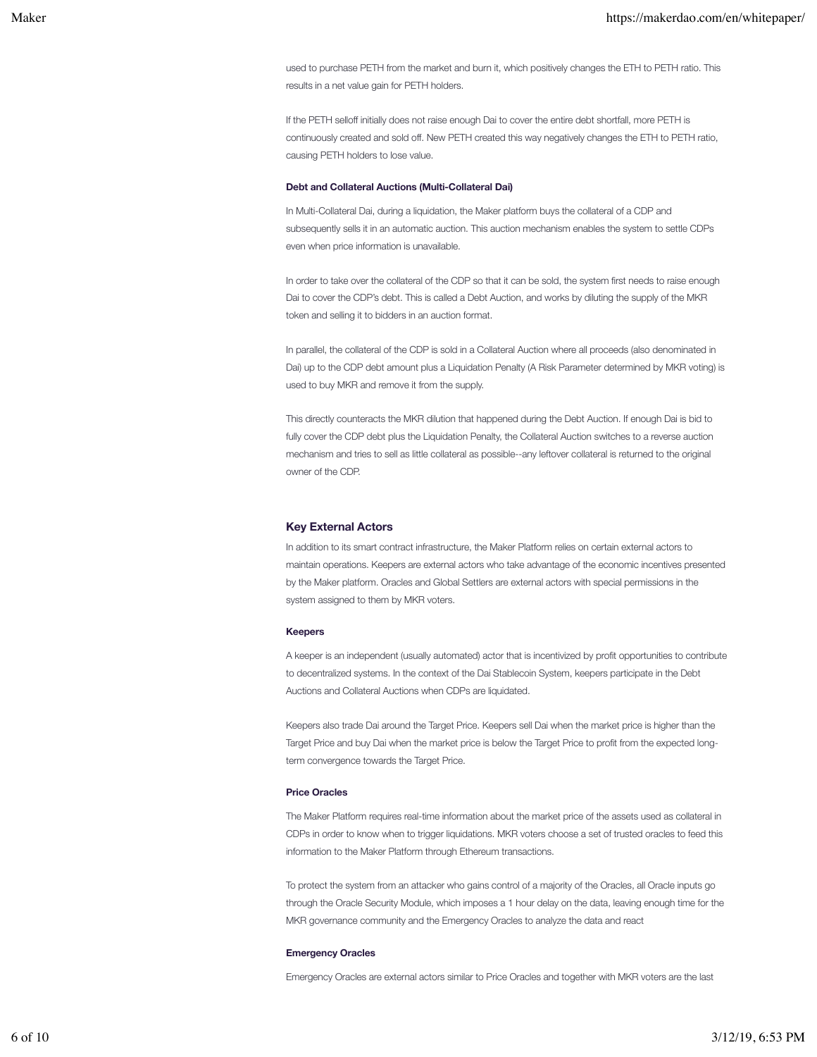used to purchase PETH from the market and burn it, which positively changes the ETH to PETH ratio. This results in a net value gain for PETH holders.

If the PETH selloff initially does not raise enough Dai to cover the entire debt shortfall, more PETH is continuously created and sold off. New PETH created this way negatively changes the ETH to PETH ratio, causing PETH holders to lose value.

#### Debt and Collateral Auctions (Multi-Collateral Dai)

In Multi-Collateral Dai, during a liquidation, the Maker platform buys the collateral of a CDP and subsequently sells it in an automatic auction. This auction mechanism enables the system to settle CDPs even when price information is unavailable.

In order to take over the collateral of the CDP so that it can be sold, the system first needs to raise enough Dai to cover the CDP's debt. This is called a Debt Auction, and works by diluting the supply of the MKR token and selling it to bidders in an auction format.

In parallel, the collateral of the CDP is sold in a Collateral Auction where all proceeds (also denominated in Dai) up to the CDP debt amount plus a Liquidation Penalty (A Risk Parameter determined by MKR voting) is used to buy MKR and remove it from the supply.

This directly counteracts the MKR dilution that happened during the Debt Auction. If enough Dai is bid to fully cover the CDP debt plus the Liquidation Penalty, the Collateral Auction switches to a reverse auction mechanism and tries to sell as little collateral as possible--any leftover collateral is returned to the original owner of the CDP.

### Key External Actors

In addition to its smart contract infrastructure, the Maker Platform relies on certain external actors to maintain operations. Keepers are external actors who take advantage of the economic incentives presented by the Maker platform. Oracles and Global Settlers are external actors with special permissions in the system assigned to them by MKR voters.

#### Keepers

A keeper is an independent (usually automated) actor that is incentivized by profit opportunities to contribute to decentralized systems. In the context of the Dai Stablecoin System, keepers participate in the Debt Auctions and Collateral Auctions when CDPs are liquidated.

Keepers also trade Dai around the Target Price. Keepers sell Dai when the market price is higher than the Target Price and buy Dai when the market price is below the Target Price to profit from the expected long-term convergence towards the Target Price.

#### Price Oracles

The Maker Platform requires real-time information about the market price of the assets used as collateral in CDPs in order to know when to trigger liquidations. MKR voters choose a set of trusted oracles to feed this information to the Maker Platform through Ethereum transactions.

To protect the system from an attacker who gains control of a majority of the Oracles, all Oracle inputs go through the Oracle Security Module, which imposes a 1 hour delay on the data, leaving enough time for the MKR governance community and the Emergency Oracles to analyze the data and react

#### Emergency Oracles

Emergency Oracles are external actors similar to Price Oracles and together with MKR voters are the last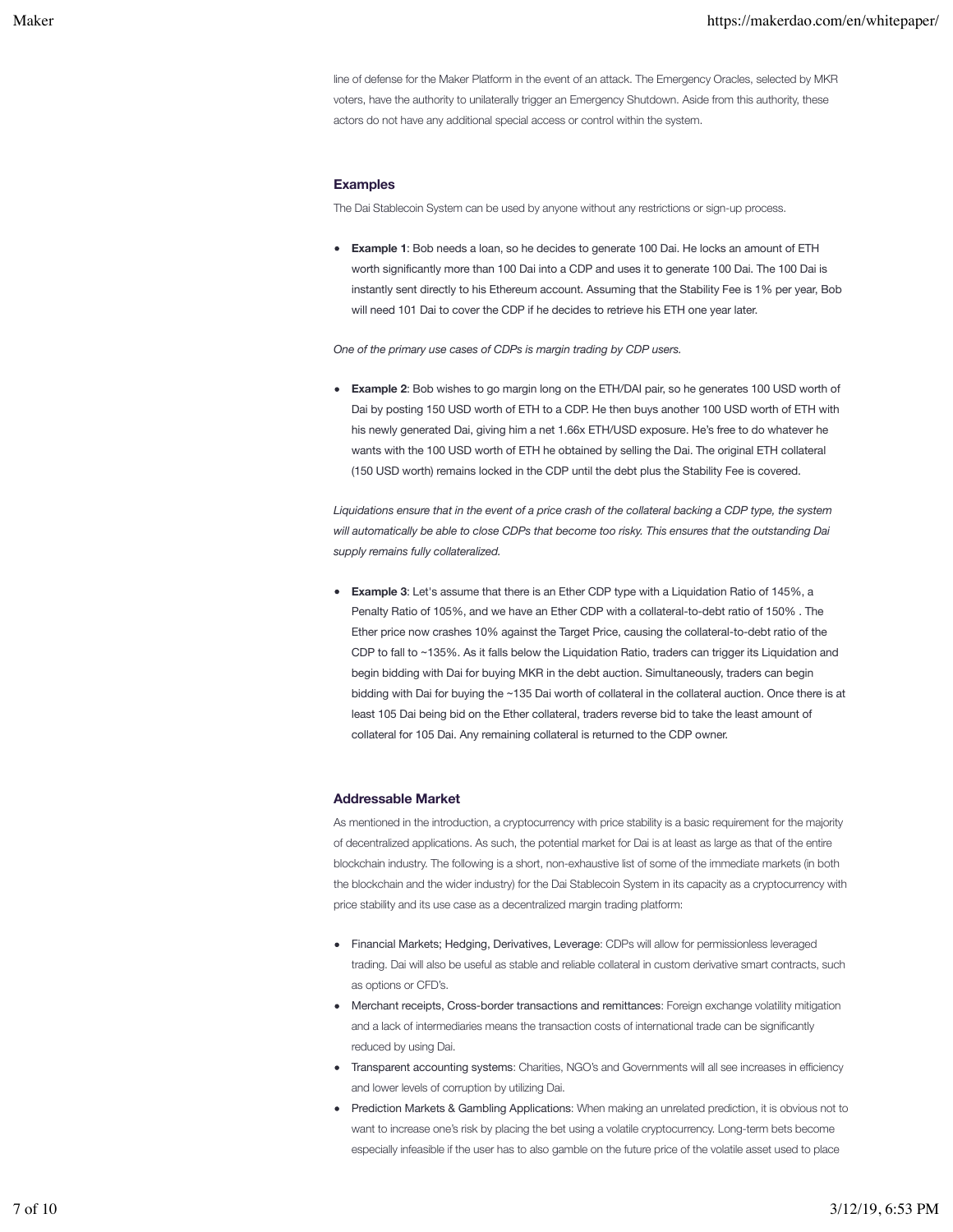line of defense for the Maker Platform in the event of an attack. The Emergency Oracles, selected by MKR voters, have the authority to unilaterally trigger an Emergency Shutdown. Aside from this authority, these actors do not have any additional special access or control within the system.

### Examples

The Dai Stablecoin System can be used by anyone without any restrictions or sign-up process.

- **Example 1**: Bob needs a loan, so he decides to generate 100 Dai. He locks an amount of ETH worth significantly more than 100 Dai into a CDP and uses it to generate 100 Dai. The 100 Dai is instantly sent directly to his Ethereum account. Assuming that the Stability Fee is 1% per year, Bob will need 101 Dai to cover the CDP if he decides to retrieve his ETH one year later.

*One of the primary use cases of CDPs is margin trading by CDP users.*

- **Example 2**: Bob wishes to go margin long on the ETH/DAI pair, so he generates 100 USD worth of Dai by posting 150 USD worth of ETH to a CDP. He then buys another 100 USD worth of ETH with his newly generated Dai, giving him a net 1.66x ETH/USD exposure. He's free to do whatever he wants with the 100 USD worth of ETH he obtained by selling the Dai. The original ETH collateral (150 USD worth) remains locked in the CDP until the debt plus the Stability Fee is covered.

*Liquidations ensure that in the event of a price crash of the collateral backing a CDP type, the system will automatically be able to close CDPs that become too risky. This ensures that the outstanding Dai supply remains fully collateralized.*

- **Example 3**: Let's assume that there is an Ether CDP type with a Liquidation Ratio of 145%, a Penalty Ratio of 105%, and we have an Ether CDP with a collateral-to-debt ratio of 150% . The Ether price now crashes 10% against the Target Price, causing the collateral-to-debt ratio of the CDP to fall to ~135%. As it falls below the Liquidation Ratio, traders can trigger its Liquidation and begin bidding with Dai for buying MKR in the debt auction. Simultaneously, traders can begin bidding with Dai for buying the ~135 Dai worth of collateral in the collateral auction. Once there is at least 105 Dai being bid on the Ether collateral, traders reverse bid to take the least amount of collateral for 105 Dai. Any remaining collateral is returned to the CDP owner.

### Addressable Market

As mentioned in the introduction, a cryptocurrency with price stability is a basic requirement for the majority of decentralized applications. As such, the potential market for Dai is at least as large as that of the entire blockchain industry. The following is a short, non-exhaustive list of some of the immediate markets (in both the blockchain and the wider industry) for the Dai Stablecoin System in its capacity as a cryptocurrency with price stability and its use case as a decentralized margin trading platform:

- Financial Markets; Hedging, Derivatives, Leverage: CDPs will allow for permissionless leveraged trading. Dai will also be useful as stable and reliable collateral in custom derivative smart contracts, such as options or CFD's.
- Merchant receipts, Cross-border transactions and remittances: Foreign exchange volatility mitigation and a lack of intermediaries means the transaction costs of international trade can be significantly reduced by using Dai.
- Transparent accounting systems: Charities, NGO's and Governments will all see increases in efficiency and lower levels of corruption by utilizing Dai.
- Prediction Markets & Gambling Applications: When making an unrelated prediction, it is obvious not to want to increase one's risk by placing the bet using a volatile cryptocurrency. Long-term bets become especially infeasible if the user has to also gamble on the future price of the volatile asset used to place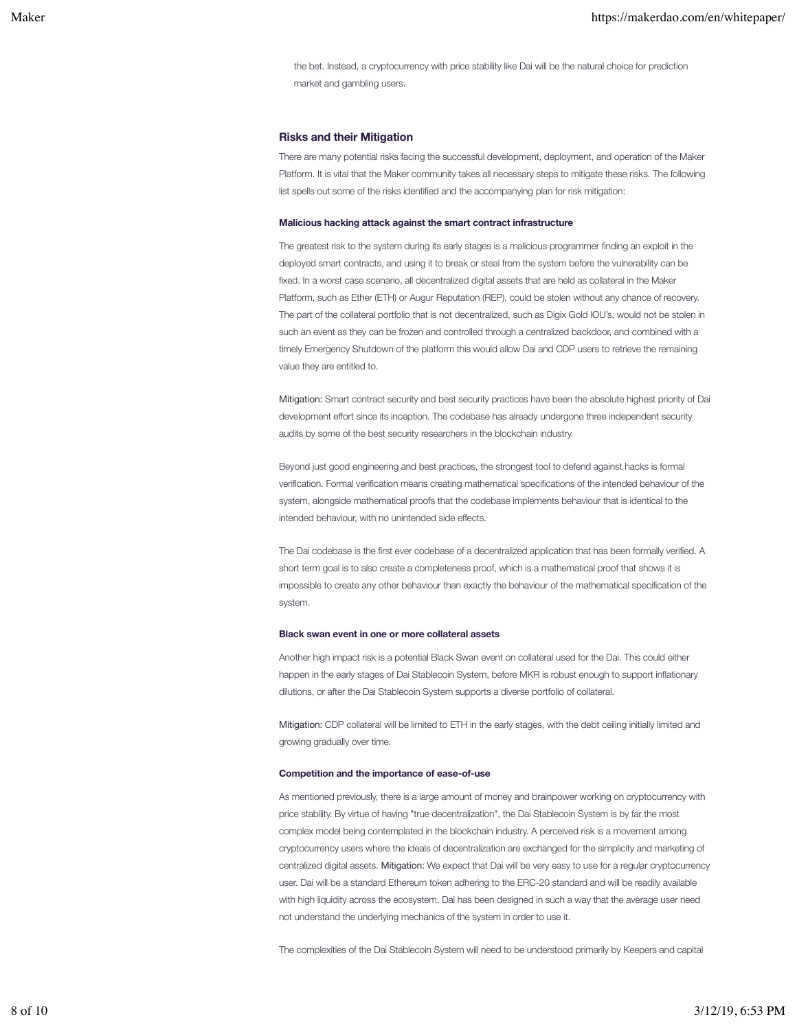the bet. Instead, a cryptocurrency with price stability like Dai will be the natural choice for prediction market and gambling users.

## Risks and their Mitigation

There are many potential risks facing the successful development, deployment, and operation of the Maker Platform. It is vital that the Maker community takes all necessary steps to mitigate these risks. The following list spells out some of the risks identified and the accompanying plan for risk mitigation:

### Malicious hacking attack against the smart contract infrastructure

The greatest risk to the system during its early stages is a malicious programmer finding an exploit in the deployed smart contracts, and using it to break or steal from the system before the vulnerability can be fixed. In a worst case scenario, all decentralized digital assets that are held as collateral in the Maker Platform, such as Ether (ETH) or Augur Reputation (REP), could be stolen without any chance of recovery. The part of the collateral portfolio that is not decentralized, such as Digix Gold IOU's, would not be stolen in such an event as they can be frozen and controlled through a centralized backdoor, and combined with a timely Emergency Shutdown of the platform this would allow Dai and CDP users to retrieve the remaining value they are entitled to.

Mitigation: Smart contract security and best security practices have been the absolute highest priority of Dai development effort since its inception. The codebase has already undergone three independent security audits by some of the best security researchers in the blockchain industry.

Beyond just good engineering and best practices, the strongest tool to defend against hacks is formal verification. Formal verification means creating mathematical specifications of the intended behaviour of the system, alongside mathematical proofs that the codebase implements behaviour that is identical to the intended behaviour, with no unintended side effects.

The Dai codebase is the first ever codebase of a decentralized application that has been formally verified. A short term goal is to also create a completeness proof, which is a mathematical proof that shows it is impossible to create any other behaviour than exactly the behaviour of the mathematical specification of the system.

### Black swan event in one or more collateral assets

Another high impact risk is a potential Black Swan event on collateral used for the Dai. This could either happen in the early stages of Dai Stablecoin System, before MKR is robust enough to support inflationary dilutions, or after the Dai Stablecoin System supports a diverse portfolio of collateral.

Mitigation: CDP collateral will be limited to ETH in the early stages, with the debt ceiling initially limited and growing gradually over time.

### Competition and the importance of ease-of-use

As mentioned previously, there is a large amount of money and brainpower working on cryptocurrency with price stability. By virtue of having "true decentralization", the Dai Stablecoin System is by far the most complex model being contemplated in the blockchain industry. A perceived risk is a movement among cryptocurrency users where the ideals of decentralization are exchanged for the simplicity and marketing of centralized digital assets. Mitigation: We expect that Dai will be very easy to use for a regular cryptocurrency user. Dai will be a standard Ethereum token adhering to the ERC-20 standard and will be readily available with high liquidity across the ecosystem. Dai has been designed in such a way that the average user need not understand the underlying mechanics of the system in order to use it.

The complexities of the Dai Stablecoin System will need to be understood primarily by Keepers and capital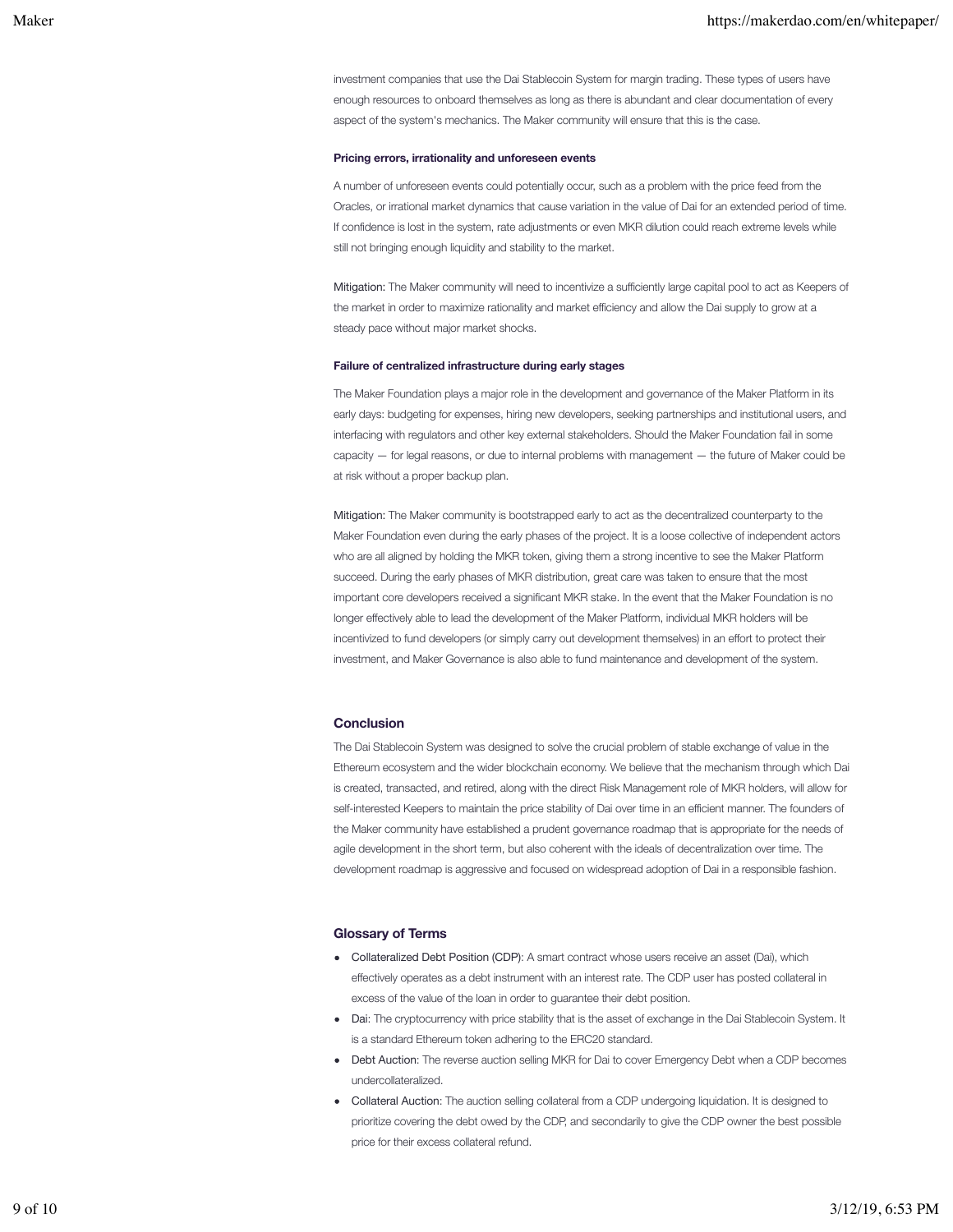investment companies that use the Dai Stablecoin System for margin trading. These types of users have enough resources to onboard themselves as long as there is abundant and clear documentation of every aspect of the system's mechanics. The Maker community will ensure that this is the case.

#### Pricing errors, irrationality and unforeseen events

A number of unforeseen events could potentially occur, such as a problem with the price feed from the Oracles, or irrational market dynamics that cause variation in the value of Dai for an extended period of time. If confidence is lost in the system, rate adjustments or even MKR dilution could reach extreme levels while still not bringing enough liquidity and stability to the market.

Mitigation: The Maker community will need to incentivize a sufficiently large capital pool to act as Keepers of the market in order to maximize rationality and market efficiency and allow the Dai supply to grow at a steady pace without major market shocks.

#### Failure of centralized infrastructure during early stages

The Maker Foundation plays a major role in the development and governance of the Maker Platform in its early days: budgeting for expenses, hiring new developers, seeking partnerships and institutional users, and interfacing with regulators and other key external stakeholders. Should the Maker Foundation fail in some capacity — for legal reasons, or due to internal problems with management — the future of Maker could be at risk without a proper backup plan.

Mitigation: The Maker community is bootstrapped early to act as the decentralized counterparty to the Maker Foundation even during the early phases of the project. It is a loose collective of independent actors who are all aligned by holding the MKR token, giving them a strong incentive to see the Maker Platform succeed. During the early phases of MKR distribution, great care was taken to ensure that the most important core developers received a significant MKR stake. In the event that the Maker Foundation is no longer effectively able to lead the development of the Maker Platform, individual MKR holders will be incentivized to fund developers (or simply carry out development themselves) in an effort to protect their investment, and Maker Governance is also able to fund maintenance and development of the system.

### Conclusion

The Dai Stablecoin System was designed to solve the crucial problem of stable exchange of value in the Ethereum ecosystem and the wider blockchain economy. We believe that the mechanism through which Dai is created, transacted, and retired, along with the direct Risk Management role of MKR holders, will allow for self-interested Keepers to maintain the price stability of Dai over time in an efficient manner. The founders of the Maker community have established a prudent governance roadmap that is appropriate for the needs of agile development in the short term, but also coherent with the ideals of decentralization over time. The development roadmap is aggressive and focused on widespread adoption of Dai in a responsible fashion.

### Glossary of Terms

- Collateralized Debt Position (CDP): A smart contract whose users receive an asset (Dai), which effectively operates as a debt instrument with an interest rate. The CDP user has posted collateral in excess of the value of the loan in order to guarantee their debt position.
- Dai: The cryptocurrency with price stability that is the asset of exchange in the Dai Stablecoin System. It is a standard Ethereum token adhering to the ERC20 standard.
- Debt Auction: The reverse auction selling MKR for Dai to cover Emergency Debt when a CDP becomes undercollateralized.
- Collateral Auction: The auction selling collateral from a CDP undergoing liquidation. It is designed to prioritize covering the debt owed by the CDP, and secondarily to give the CDP owner the best possible price for their excess collateral refund.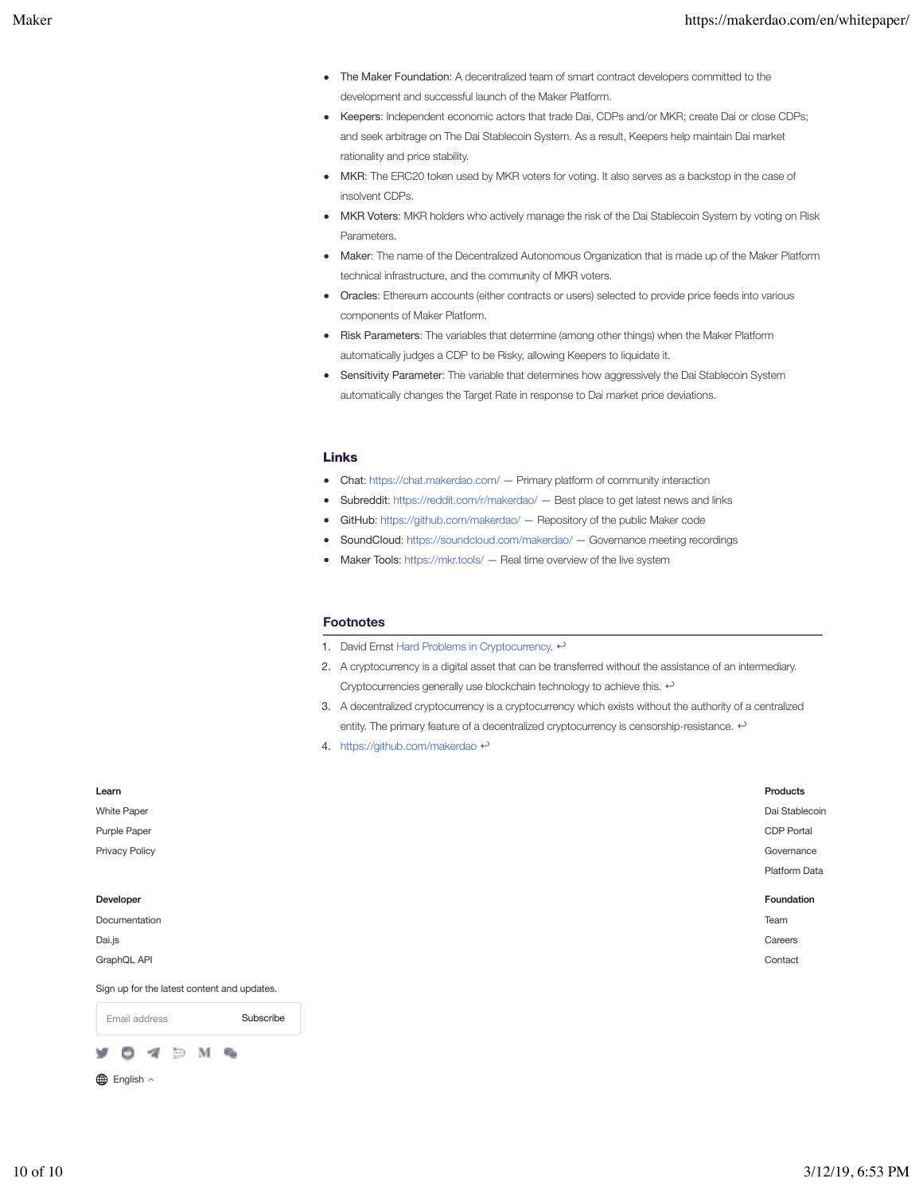- The Maker Foundation: A decentralized team of smart contract developers committed to the development and successful launch of the Maker Platform.
- Keepers: Independent economic actors that trade Dai, CDPs and/or MKR; create Dai or close CDPs; and seek arbitrage on The Dai Stablecoin System. As a result, Keepers help maintain Dai market rationality and price stability.
- MKR: The ERC20 token used by MKR voters for voting. It also serves as a backstop in the case of insolvent CDPs.
- MKR Voters: MKR holders who actively manage the risk of the Dai Stablecoin System by voting on Risk Parameters.
- Maker: The name of the Decentralized Autonomous Organization that is made up of the Maker Platform technical infrastructure, and the community of MKR voters.
- Oracles: Ethereum accounts (either contracts or users) selected to provide price feeds into various components of Maker Platform.
- Risk Parameters: The variables that determine (among other things) when the Maker Platform automatically judges a CDP to be Risky, allowing Keepers to liquidate it.
- Sensitivity Parameter: The variable that determines how aggressively the Dai Stablecoin System automatically changes the Target Rate in response to Dai market price deviations.

## Links

- Chat: https://chat.makerdao.com/ — Primary platform of community interaction
- Subreddit: https://reddit.com/r/makerdao/ — Best place to get latest news and links
- GitHub: https://github.com/makerdao/ — Repository of the public Maker code
- SoundCloud: https://soundcloud.com/makerdao/ — Governance meeting recordings
- Maker Tools: https://mkr.tools/ — Real time overview of the live system

## Footnotes

1. David Ernst Hard Problems in Cryptocurrency. ↩
2. A cryptocurrency is a digital asset that can be transferred without the assistance of an intermediary. Cryptocurrencies generally use blockchain technology to achieve this. ↩
3. A decentralized cryptocurrency is a cryptocurrency which exists without the authority of a centralized entity. The primary feature of a decentralized cryptocurrency is censorship-resistance. ↩
4. https://github.com/makerdao ↩

**Learn**
White Paper
Purple Paper
Privacy Policy

**Developer**
Documentation
Dai.js
GraphQL API

**Products**
Dai Stablecoin
CDP Portal
Governance
Platform Data

**Foundation**
Team
Careers
Contact

Sign up for the latest content and updates.

Email address Subscribe

English